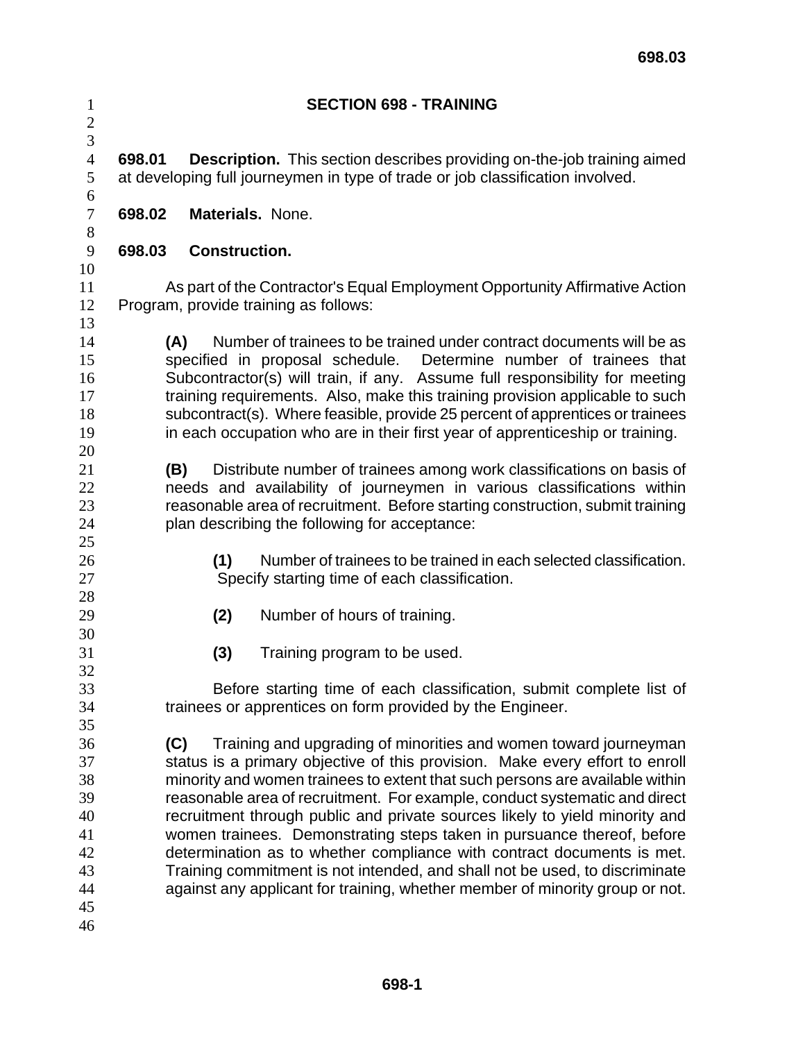# SECTION 698 - TRAINING

**698.01 Description.** This section describes providing on-the-job training aimed at developing full journeymen in type of trade or job classification involved.

**698.02 Materials.** None.

**698.03 Construction.**

As part of the Contractor's Equal Employment Opportunity Affirmative Action Program, provide training as follows:

**(A)** Number of trainees to be trained under contract documents will be as specified in proposal schedule. Determine number of trainees that Subcontractor(s) will train, if any. Assume full responsibility for meeting training requirements. Also, make this training provision applicable to such subcontract(s). Where feasible, provide 25 percent of apprentices or trainees in each occupation who are in their first year of apprenticeship or training.

**(B)** Distribute number of trainees among work classifications on basis of needs and availability of journeymen in various classifications within reasonable area of recruitment. Before starting construction, submit training plan describing the following for acceptance:

**(1)** Number of trainees to be trained in each selected classification. Specify starting time of each classification.

**(2)** Number of hours of training.

**(3)** Training program to be used.

Before starting time of each classification, submit complete list of trainees or apprentices on form provided by the Engineer.

**(C)** Training and upgrading of minorities and women toward journeyman status is a primary objective of this provision. Make every effort to enroll minority and women trainees to extent that such persons are available within reasonable area of recruitment. For example, conduct systematic and direct recruitment through public and private sources likely to yield minority and women trainees. Demonstrating steps taken in pursuance thereof, before determination as to whether compliance with contract documents is met. Training commitment is not intended, and shall not be used, to discriminate against any applicant for training, whether member of minority group or not.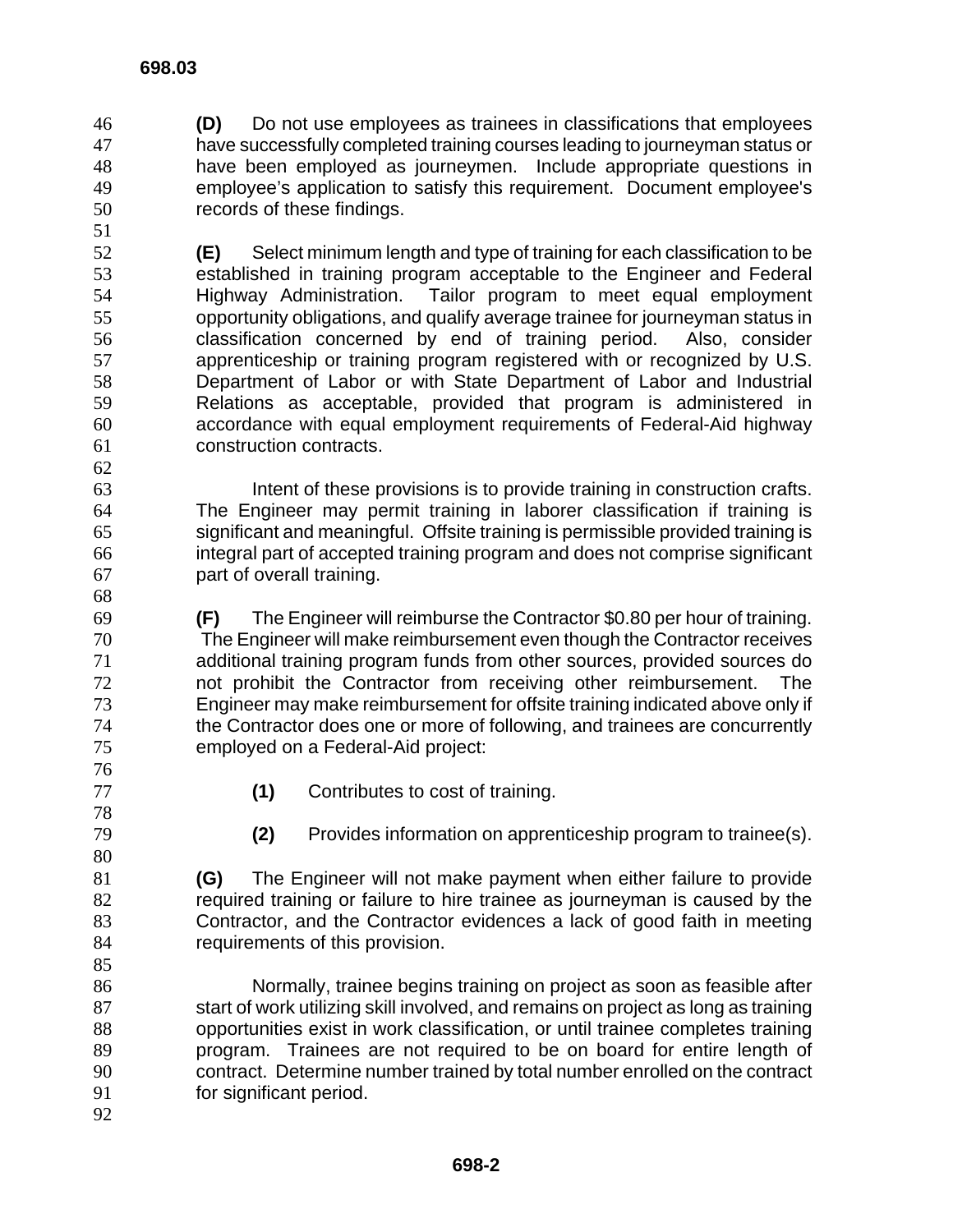**(D)** Do not use employees as trainees in classifications that employees have successfully completed training courses leading to journeyman status or have been employed as journeymen. Include appropriate questions in employee's application to satisfy this requirement. Document employee's records of these findings.

**(E)** Select minimum length and type of training for each classification to be established in training program acceptable to the Engineer and Federal Highway Administration. Tailor program to meet equal employment opportunity obligations, and qualify average trainee for journeyman status in classification concerned by end of training period. Also, consider apprenticeship or training program registered with or recognized by U.S. Department of Labor or with State Department of Labor and Industrial Relations as acceptable, provided that program is administered in accordance with equal employment requirements of Federal-Aid highway construction contracts.

Intent of these provisions is to provide training in construction crafts. The Engineer may permit training in laborer classification if training is significant and meaningful. Offsite training is permissible provided training is integral part of accepted training program and does not comprise significant part of overall training.

**(F)** The Engineer will reimburse the Contractor $0.80 per hour of training. The Engineer will make reimbursement even though the Contractor receives additional training program funds from other sources, provided sources do not prohibit the Contractor from receiving other reimbursement. The Engineer may make reimbursement for offsite training indicated above only if the Contractor does one or more of following, and trainees are concurrently employed on a Federal-Aid project:

**(1)** Contributes to cost of training.

**(2)** Provides information on apprenticeship program to trainee(s).

**(G)** The Engineer will not make payment when either failure to provide required training or failure to hire trainee as journeyman is caused by the Contractor, and the Contractor evidences a lack of good faith in meeting requirements of this provision.

Normally, trainee begins training on project as soon as feasible after start of work utilizing skill involved, and remains on project as long as training opportunities exist in work classification, or until trainee completes training program. Trainees are not required to be on board for entire length of contract. Determine number trained by total number enrolled on the contract for significant period.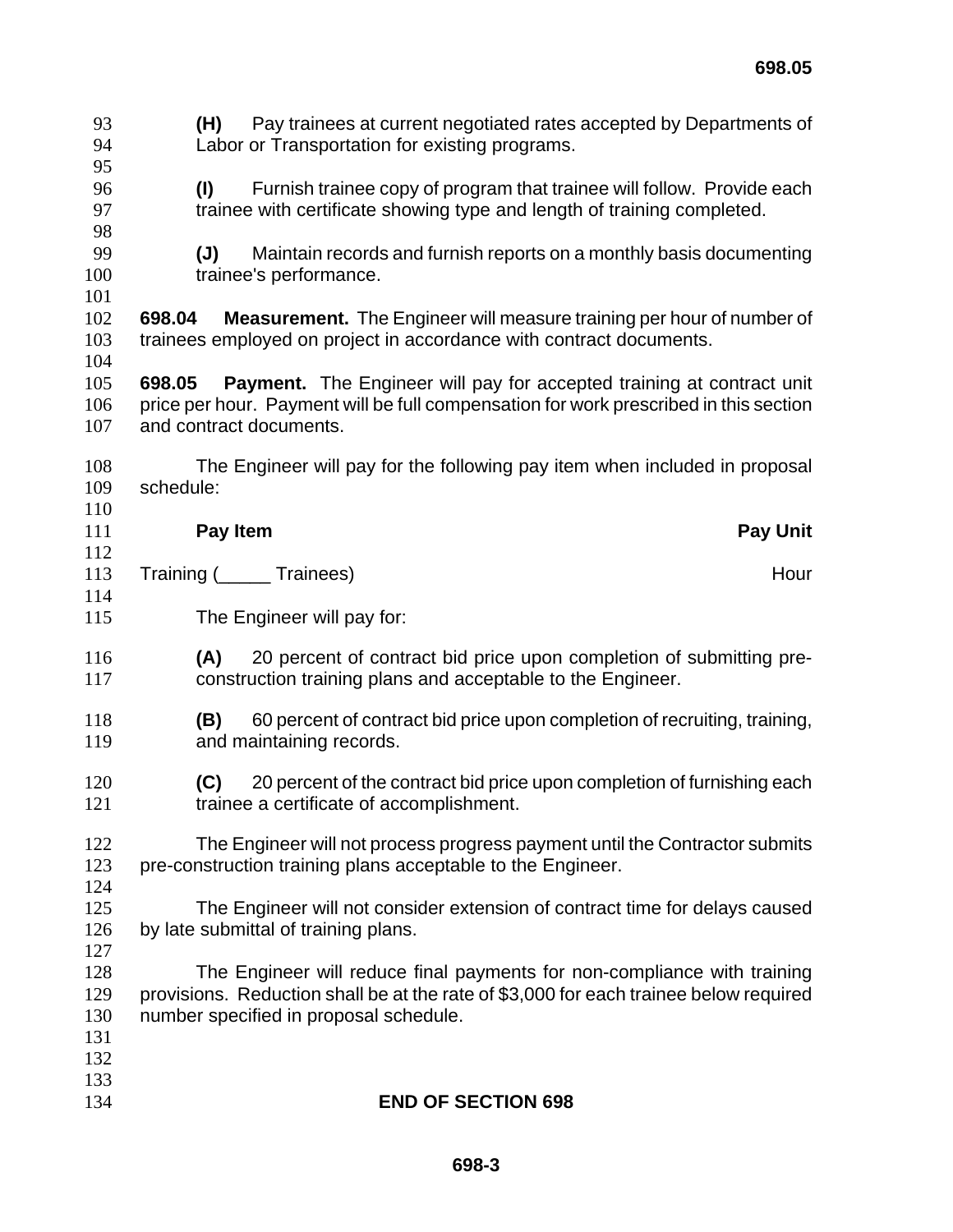**(H)** Pay trainees at current negotiated rates accepted by Departments of Labor or Transportation for existing programs.

**(I)** Furnish trainee copy of program that trainee will follow. Provide each trainee with certificate showing type and length of training completed.

**(J)** Maintain records and furnish reports on a monthly basis documenting trainee's performance.

**698.04 Measurement.** The Engineer will measure training per hour of number of trainees employed on project in accordance with contract documents.

**698.05 Payment.** The Engineer will pay for accepted training at contract unit price per hour. Payment will be full compensation for work prescribed in this section and contract documents.

The Engineer will pay for the following pay item when included in proposal schedule:

| Pay Item | Pay Unit |
|---|---|
| Training (_____ Trainees) | Hour |

The Engineer will pay for:

**(A)** 20 percent of contract bid price upon completion of submitting pre-construction training plans and acceptable to the Engineer.

**(B)** 60 percent of contract bid price upon completion of recruiting, training, and maintaining records.

**(C)** 20 percent of the contract bid price upon completion of furnishing each trainee a certificate of accomplishment.

The Engineer will not process progress payment until the Contractor submits pre-construction training plans acceptable to the Engineer.

The Engineer will not consider extension of contract time for delays caused by late submittal of training plans.

The Engineer will reduce final payments for non-compliance with training provisions. Reduction shall be at the rate of $3,000 for each trainee below required number specified in proposal schedule.

**END OF SECTION 698**